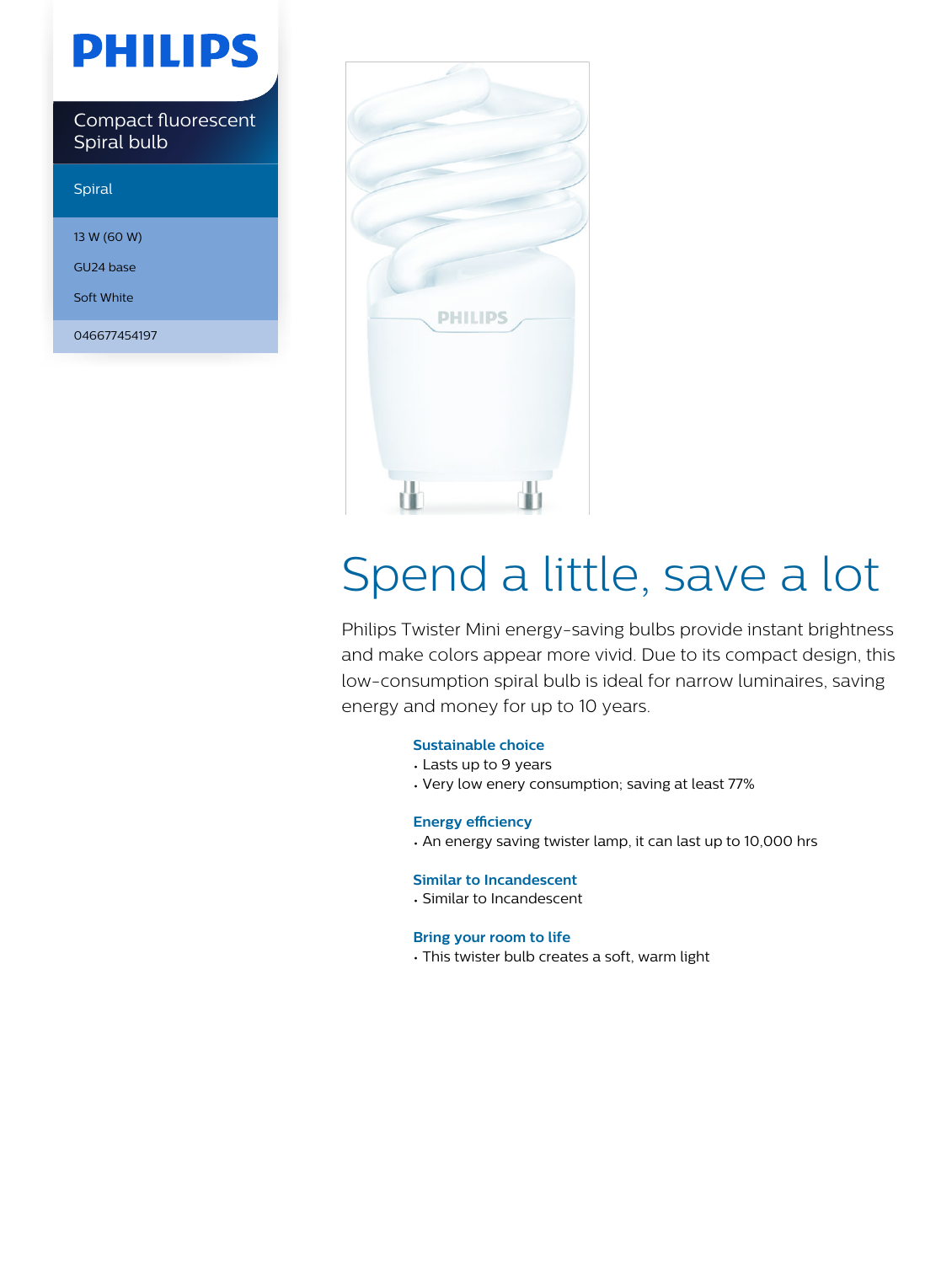PHILIPS

Compact fluorescent Spiral bulb

Spiral

13 W (60 W)

GU24 base

Soft White

046677454197

# Spend a little, save a lot

Philips Twister Mini energy-saving bulbs provide instant brightness and make colors appear more vivid. Due to its compact design, this low-consumption spiral bulb is ideal for narrow luminaires, saving energy and money for up to 10 years.

### Sustainable choice

- Lasts up to 9 years
- Very low enery consumption; saving at least 77%

### Energy efficiency

- An energy saving twister lamp, it can last up to 10,000 hrs

### Similar to Incandescent

- Similar to Incandescent

### Bring your room to life

- This twister bulb creates a soft, warm light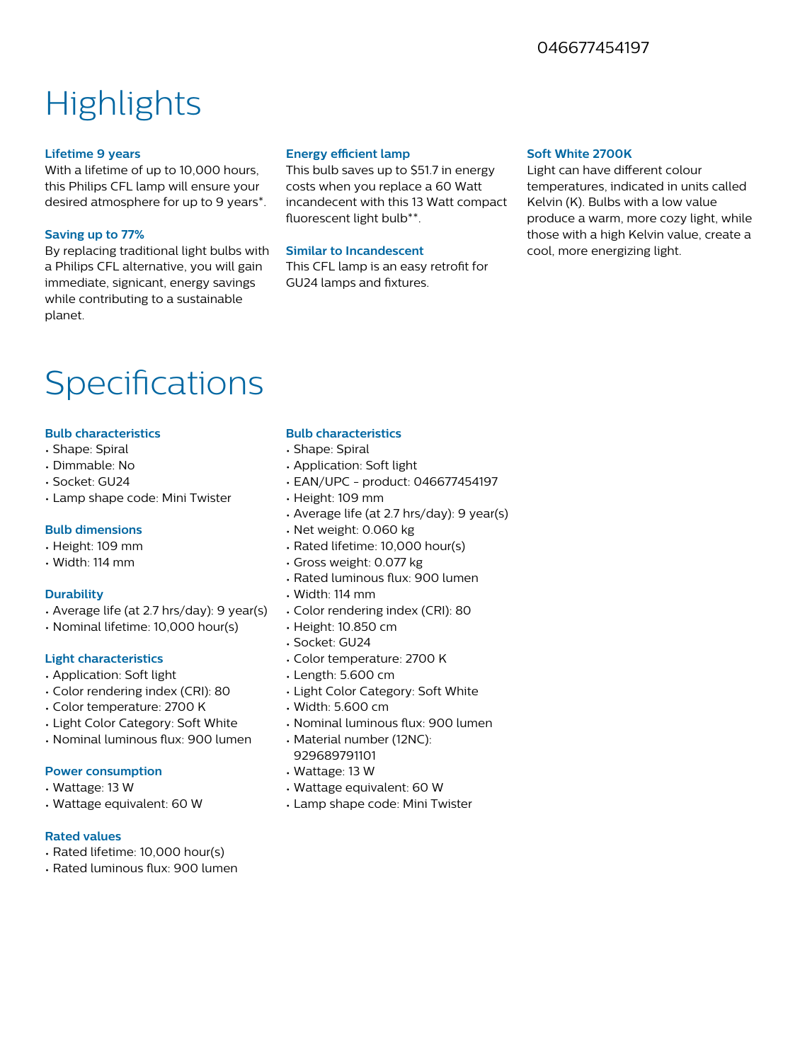046677454197

# Highlights

### Lifetime 9 years

With a lifetime of up to 10,000 hours, this Philips CFL lamp will ensure your desired atmosphere for up to 9 years*.

### Saving up to 77%

By replacing traditional light bulbs with a Philips CFL alternative, you will gain immediate, signicant, energy savings while contributing to a sustainable planet.

### Energy efficient lamp

This bulb saves up to $51.7 in energy costs when you replace a 60 Watt incandecent with this 13 Watt compact fluorescent light bulb**.

### Similar to Incandescent

This CFL lamp is an easy retrofit for GU24 lamps and fixtures.

### Soft White 2700K

Light can have different colour temperatures, indicated in units called Kelvin (K). Bulbs with a low value produce a warm, more cozy light, while those with a high Kelvin value, create a cool, more energizing light.

# Specifications

### Bulb characteristics

- Shape: Spiral
- Dimmable: No
- Socket: GU24
- Lamp shape code: Mini Twister

### Bulb dimensions

- Height: 109 mm
- Width: 114 mm

### Durability

- Average life (at 2.7 hrs/day): 9 year(s)
- Nominal lifetime: 10,000 hour(s)

### Light characteristics

- Application: Soft light
- Color rendering index (CRI): 80
- Color temperature: 2700 K
- Light Color Category: Soft White
- Nominal luminous flux: 900 lumen

### Power consumption

- Wattage: 13 W
- Wattage equivalent: 60 W

### Rated values

- Rated lifetime: 10,000 hour(s)
- Rated luminous flux: 900 lumen

### Bulb characteristics

- Shape: Spiral
- Application: Soft light
- EAN/UPC - product: 046677454197
- Height: 109 mm
- Average life (at 2.7 hrs/day): 9 year(s)
- Net weight: 0.060 kg
- Rated lifetime: 10,000 hour(s)
- Gross weight: 0.077 kg
- Rated luminous flux: 900 lumen
- Width: 114 mm
- Color rendering index (CRI): 80
- Height: 10.850 cm
- Socket: GU24
- Color temperature: 2700 K
- Length: 5.600 cm
- Light Color Category: Soft White
- Width: 5.600 cm
- Nominal luminous flux: 900 lumen
- Material number (12NC): 929689791101
- Wattage: 13 W
- Wattage equivalent: 60 W
- Lamp shape code: Mini Twister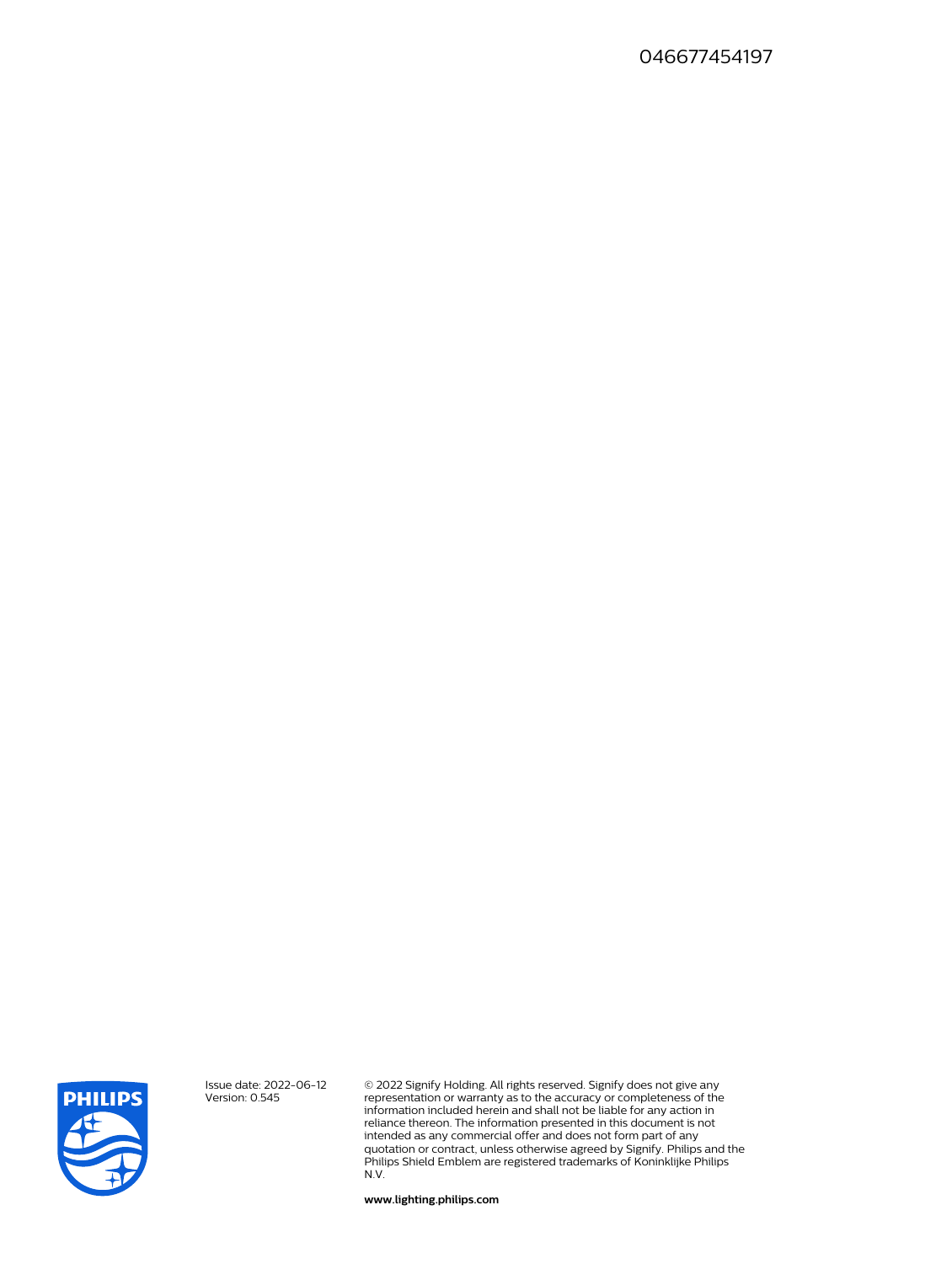046677454197

Issue date: 2022-06-12
Version: 0.545

© 2022 Signify Holding. All rights reserved. Signify does not give any representation or warranty as to the accuracy or completeness of the information included herein and shall not be liable for any action in reliance thereon. The information presented in this document is not intended as any commercial offer and does not form part of any quotation or contract, unless otherwise agreed by Signify. Philips and the Philips Shield Emblem are registered trademarks of Koninklijke Philips N.V.

**www.lighting.philips.com**